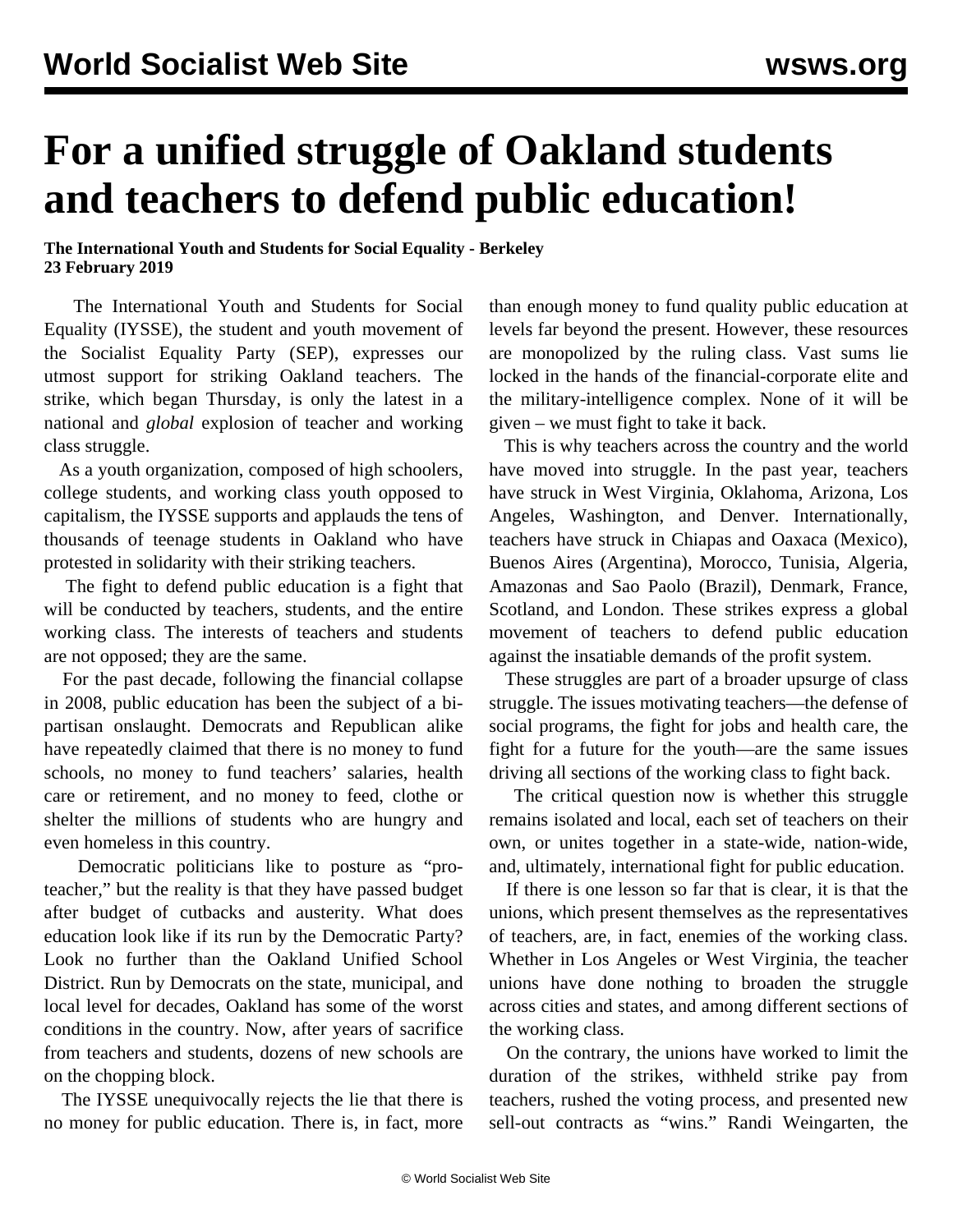# For a unified struggle of Oakland students and teachers to defend public education!

**The International Youth and Students for Social Equality - Berkeley**
**23 February 2019**

The International Youth and Students for Social Equality (IYSSE), the student and youth movement of the Socialist Equality Party (SEP), expresses our utmost support for striking Oakland teachers. The strike, which began Thursday, is only the latest in a national and *global* explosion of teacher and working class struggle.

As a youth organization, composed of high schoolers, college students, and working class youth opposed to capitalism, the IYSSE supports and applauds the tens of thousands of teenage students in Oakland who have protested in solidarity with their striking teachers.

The fight to defend public education is a fight that will be conducted by teachers, students, and the entire working class. The interests of teachers and students are not opposed; they are the same.

For the past decade, following the financial collapse in 2008, public education has been the subject of a bi-partisan onslaught. Democrats and Republican alike have repeatedly claimed that there is no money to fund schools, no money to fund teachers' salaries, health care or retirement, and no money to feed, clothe or shelter the millions of students who are hungry and even homeless in this country.

Democratic politicians like to posture as "pro-teacher," but the reality is that they have passed budget after budget of cutbacks and austerity. What does education look like if its run by the Democratic Party? Look no further than the Oakland Unified School District. Run by Democrats on the state, municipal, and local level for decades, Oakland has some of the worst conditions in the country. Now, after years of sacrifice from teachers and students, dozens of new schools are on the chopping block.

The IYSSE unequivocally rejects the lie that there is no money for public education. There is, in fact, more than enough money to fund quality public education at levels far beyond the present. However, these resources are monopolized by the ruling class. Vast sums lie locked in the hands of the financial-corporate elite and the military-intelligence complex. None of it will be given – we must fight to take it back.

This is why teachers across the country and the world have moved into struggle. In the past year, teachers have struck in West Virginia, Oklahoma, Arizona, Los Angeles, Washington, and Denver. Internationally, teachers have struck in Chiapas and Oaxaca (Mexico), Buenos Aires (Argentina), Morocco, Tunisia, Algeria, Amazonas and Sao Paolo (Brazil), Denmark, France, Scotland, and London. These strikes express a global movement of teachers to defend public education against the insatiable demands of the profit system.

These struggles are part of a broader upsurge of class struggle. The issues motivating teachers—the defense of social programs, the fight for jobs and health care, the fight for a future for the youth—are the same issues driving all sections of the working class to fight back.

The critical question now is whether this struggle remains isolated and local, each set of teachers on their own, or unites together in a state-wide, nation-wide, and, ultimately, international fight for public education.

If there is one lesson so far that is clear, it is that the unions, which present themselves as the representatives of teachers, are, in fact, enemies of the working class. Whether in Los Angeles or West Virginia, the teacher unions have done nothing to broaden the struggle across cities and states, and among different sections of the working class.

On the contrary, the unions have worked to limit the duration of the strikes, withheld strike pay from teachers, rushed the voting process, and presented new sell-out contracts as "wins." Randi Weingarten, the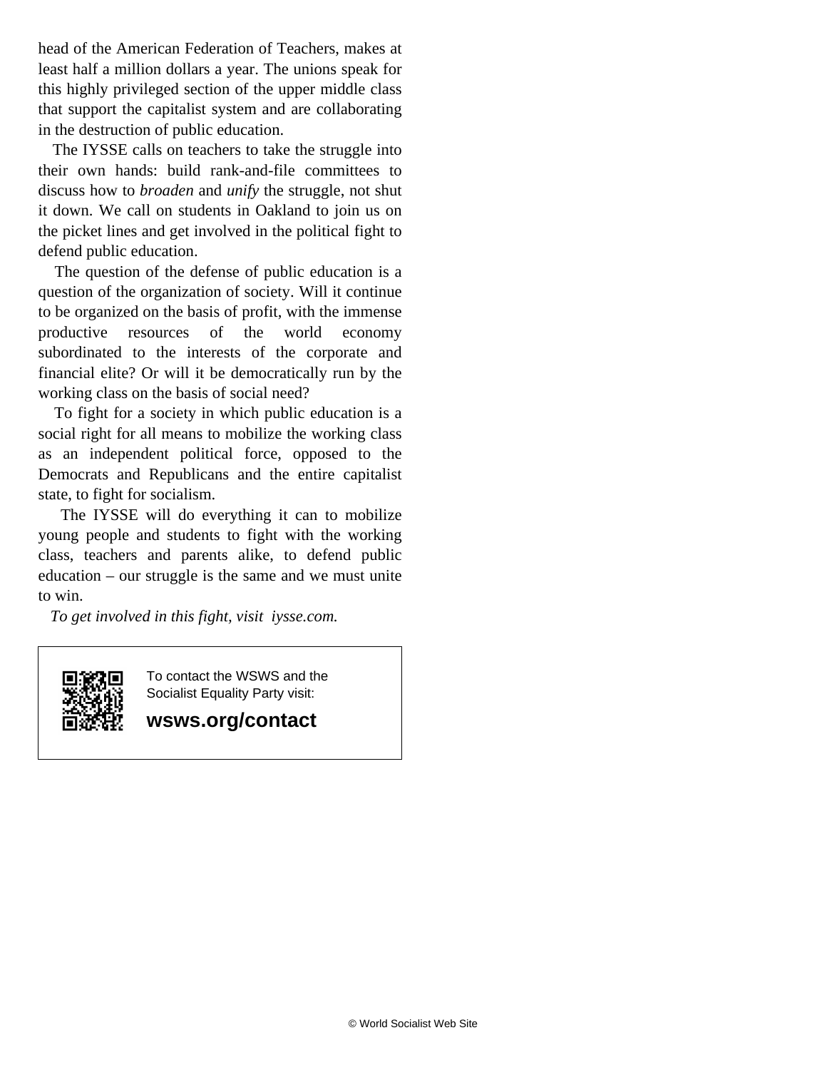head of the American Federation of Teachers, makes at least half a million dollars a year. The unions speak for this highly privileged section of the upper middle class that support the capitalist system and are collaborating in the destruction of public education.

The IYSSE calls on teachers to take the struggle into their own hands: build rank-and-file committees to discuss how to *broaden* and *unify* the struggle, not shut it down. We call on students in Oakland to join us on the picket lines and get involved in the political fight to defend public education.

The question of the defense of public education is a question of the organization of society. Will it continue to be organized on the basis of profit, with the immense productive resources of the world economy subordinated to the interests of the corporate and financial elite? Or will it be democratically run by the working class on the basis of social need?

To fight for a society in which public education is a social right for all means to mobilize the working class as an independent political force, opposed to the Democrats and Republicans and the entire capitalist state, to fight for socialism.

The IYSSE will do everything it can to mobilize young people and students to fight with the working class, teachers and parents alike, to defend public education – our struggle is the same and we must unite to win.

*To get involved in this fight, visit iysse.com.*

To contact the WSWS and the Socialist Equality Party visit:

**wsws.org/contact**